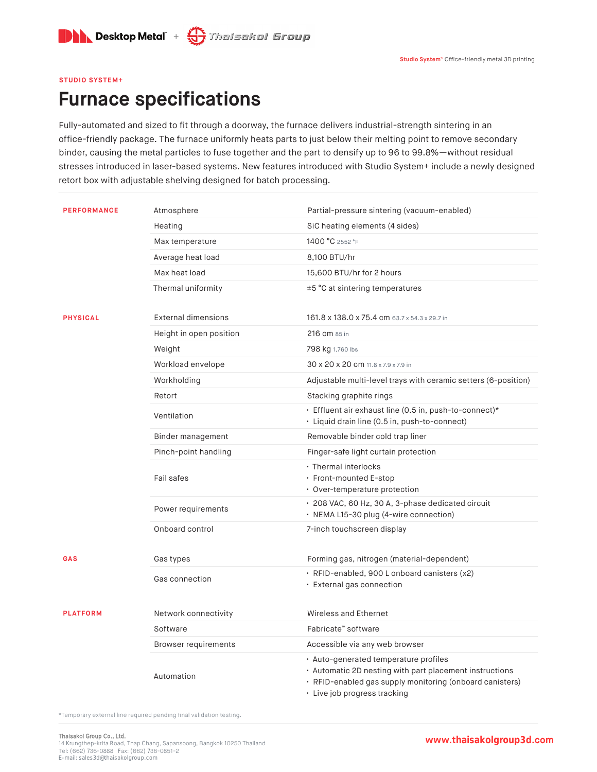Desktop Metal + Thaisakol Group

**Studio System™** Office-friendly metal 3D printing

STUDIO SYSTEM+

# Furnace specifications

Fully-automated and sized to fit through a doorway, the furnace delivers industrial-strength sintering in an office-friendly package. The furnace uniformly heats parts to just below their melting point to remove secondary binder, causing the metal particles to fuse together and the part to densify up to 96 to 99.8%—without residual stresses introduced in laser-based systems. New features introduced with Studio System+ include a newly designed retort box with adjustable shelving designed for batch processing.

| | | |
|---|---|---|
| **PERFORMANCE** | Atmosphere | Partial-pressure sintering (vacuum-enabled) |
| | Heating | SiC heating elements (4 sides) |
| | Max temperature | 1400 °C 2552 °F |
| | Average heat load | 8,100 BTU/hr |
| | Max heat load | 15,600 BTU/hr for 2 hours |
| | Thermal uniformity | ±5 °C at sintering temperatures |
| **PHYSICAL** | External dimensions | 161.8 x 138.0 x 75.4 cm 63.7 x 54.3 x 29.7 in |
| | Height in open position | 216 cm 85 in |
| | Weight | 798 kg 1,760 lbs |
| | Workload envelope | 30 x 20 x 20 cm 11.8 x 7.9 x 7.9 in |
| | Workholding | Adjustable multi-level trays with ceramic setters (6-position) |
| | Retort | Stacking graphite rings |
| | Ventilation | • Effluent air exhaust line (0.5 in, push-to-connect)* <br> • Liquid drain line (0.5 in, push-to-connect) |
| | Binder management | Removable binder cold trap liner |
| | Pinch-point handling | Finger-safe light curtain protection |
| | Fail safes | • Thermal interlocks <br> • Front-mounted E-stop <br> • Over-temperature protection |
| | Power requirements | • 208 VAC, 60 Hz, 30 A, 3-phase dedicated circuit <br> • NEMA L15-30 plug (4-wire connection) |
| | Onboard control | 7-inch touchscreen display |
| **GAS** | Gas types | Forming gas, nitrogen (material-dependent) |
| | Gas connection | • RFID-enabled, 900 L onboard canisters (x2) <br> • External gas connection |
| **PLATFORM** | Network connectivity | Wireless and Ethernet |
| | Software | Fabricate™ software |
| | Browser requirements | Accessible via any web browser |
| | Automation | • Auto-generated temperature profiles <br> • Automatic 2D nesting with part placement instructions <br> • RFID-enabled gas supply monitoring (onboard canisters) <br> • Live job progress tracking |

*Temporary external line required pending final validation testing.

Thaisakol Group Co., Ltd.
14 Krungthep-krita Road, Thap Chang, Sapansoong, Bangkok 10250 Thailand
Tel: (662) 736-0888 Fax: (662) 736-0851-2
E-mail: sales3d@thaisakolgroup.com

www.thaisakolgroup3d.com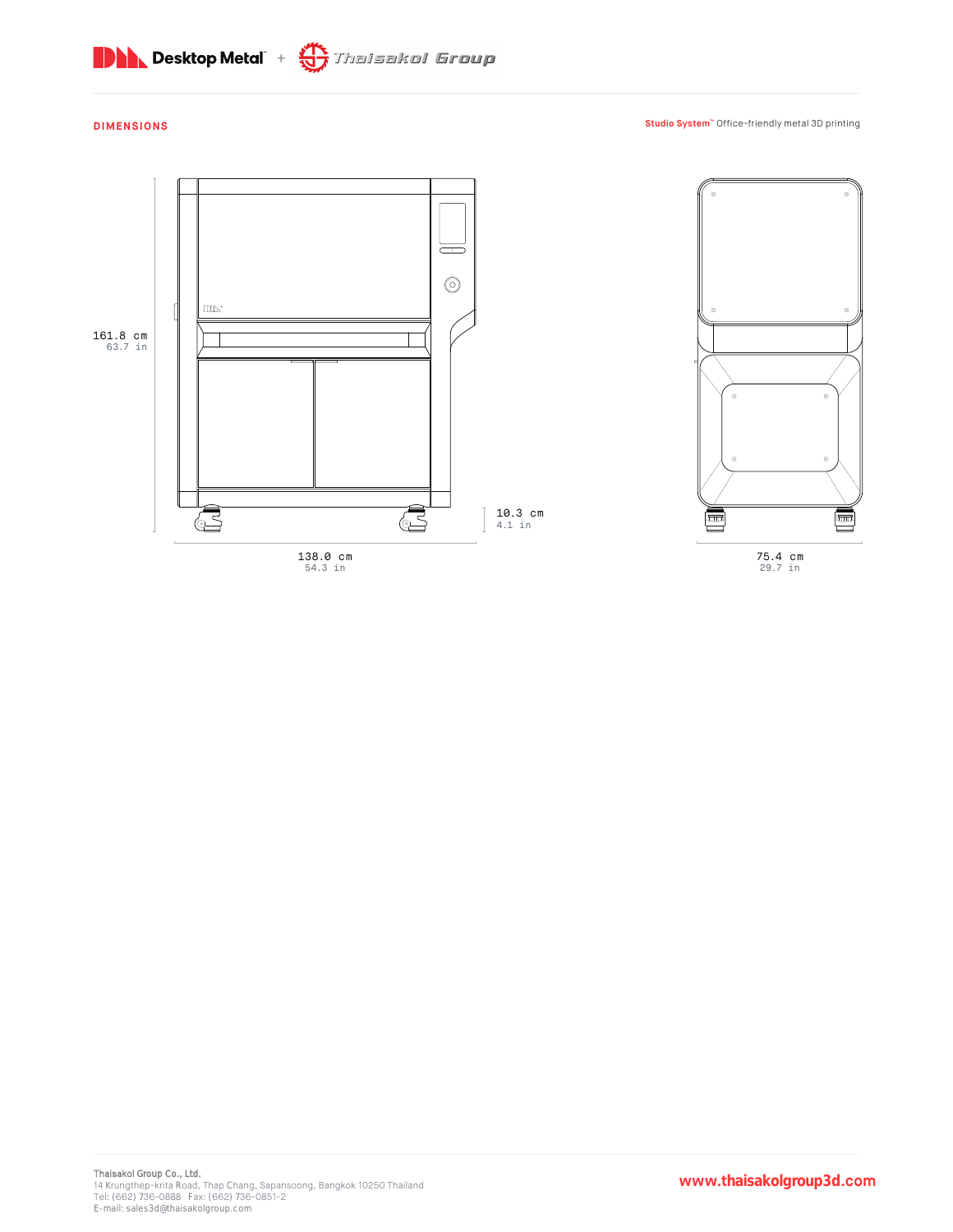## DIMENSIONS

**Studio System™** Office-friendly metal 3D printing

161.8 cm
63.7 in

10.3 cm
4.1 in

138.0 cm
54.3 in

75.4 cm
29.7 in

Thaisakol Group Co., Ltd.
14 Krungthep-krita Road, Thap Chang, Sapansoong, Bangkok 10250 Thailand
Tel: (662) 736-0888 Fax: (662) 736-0851-2
E-mail: sales3d@thaisakolgroup.com

www.thaisakolgroup3d.com